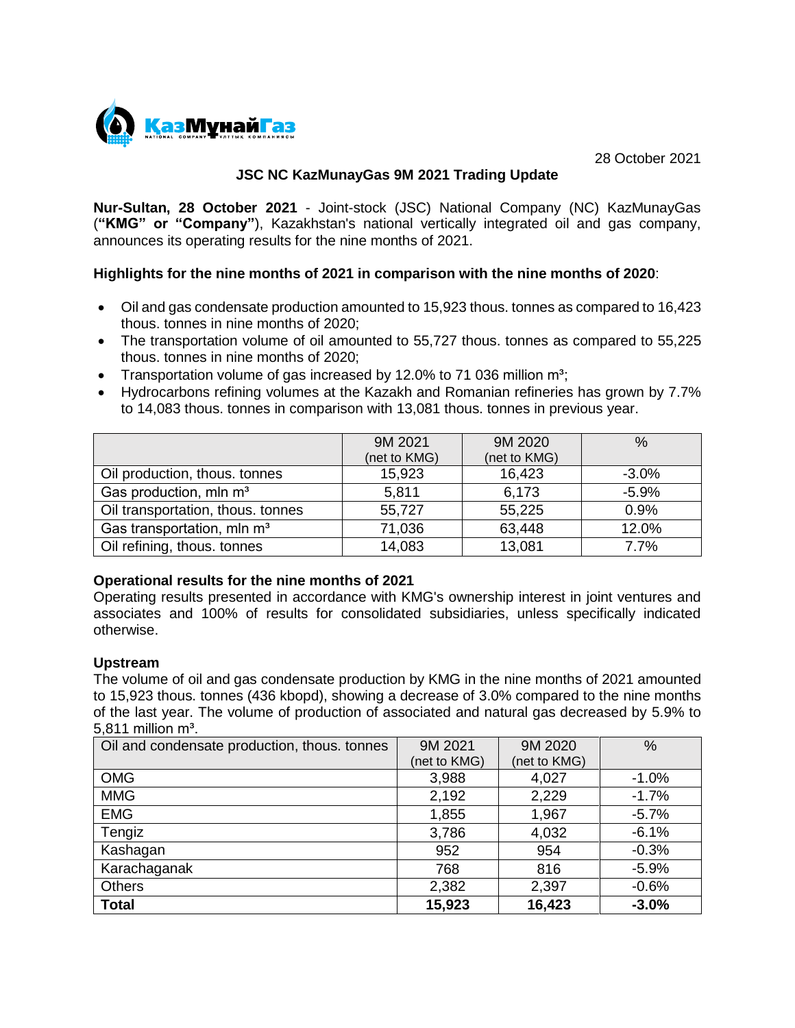28 October 2021

**JSC NC KazMunayGas 9M 2021 Trading Update**

**Nur-Sultan, 28 October 2021** - Joint-stock (JSC) National Company (NC) KazMunayGas (**"KMG" or "Company"**), Kazakhstan's national vertically integrated oil and gas company, announces its operating results for the nine months of 2021.

**Highlights for the nine months of 2021 in comparison with the nine months of 2020**:

- Oil and gas condensate production amounted to 15,923 thous. tonnes as compared to 16,423 thous. tonnes in nine months of 2020;
- The transportation volume of oil amounted to 55,727 thous. tonnes as compared to 55,225 thous. tonnes in nine months of 2020;
- Transportation volume of gas increased by 12.0% to 71 036 million m³;
- Hydrocarbons refining volumes at the Kazakh and Romanian refineries has grown by 7.7% to 14,083 thous. tonnes in comparison with 13,081 thous. tonnes in previous year.

| | 9M 2021 (net to KMG) | 9M 2020 (net to KMG) | % |
|---|---|---|---|
| Oil production, thous. tonnes | 15,923 | 16,423 | -3.0% |
| Gas production, mln m³ | 5,811 | 6,173 | -5.9% |
| Oil transportation, thous. tonnes | 55,727 | 55,225 | 0.9% |
| Gas transportation, mln m³ | 71,036 | 63,448 | 12.0% |
| Oil refining, thous. tonnes | 14,083 | 13,081 | 7.7% |

**Operational results for the nine months of 2021**

Operating results presented in accordance with KMG's ownership interest in joint ventures and associates and 100% of results for consolidated subsidiaries, unless specifically indicated otherwise.

**Upstream**

The volume of oil and gas condensate production by KMG in the nine months of 2021 amounted to 15,923 thous. tonnes (436 kbopd), showing a decrease of 3.0% compared to the nine months of the last year. The volume of production of associated and natural gas decreased by 5.9% to 5,811 million m³.

| Oil and condensate production, thous. tonnes | 9M 2021 (net to KMG) | 9M 2020 (net to KMG) | % |
|---|---|---|---|
| OMG | 3,988 | 4,027 | -1.0% |
| MMG | 2,192 | 2,229 | -1.7% |
| EMG | 1,855 | 1,967 | -5.7% |
| Tengiz | 3,786 | 4,032 | -6.1% |
| Kashagan | 952 | 954 | -0.3% |
| Karachaganak | 768 | 816 | -5.9% |
| Others | 2,382 | 2,397 | -0.6% |
| **Total** | **15,923** | **16,423** | **-3.0%** |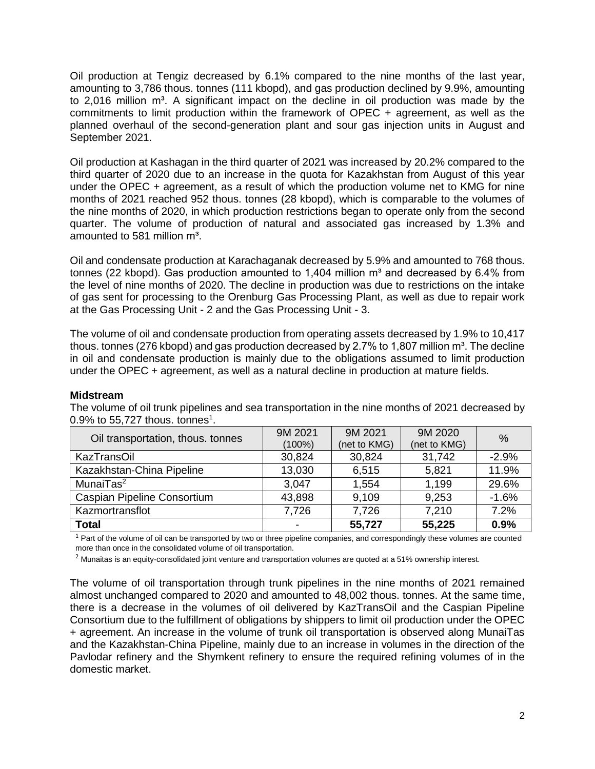Oil production at Tengiz decreased by 6.1% compared to the nine months of the last year, amounting to 3,786 thous. tonnes (111 kbopd), and gas production declined by 9.9%, amounting to 2,016 million m³. A significant impact on the decline in oil production was made by the commitments to limit production within the framework of OPEC + agreement, as well as the planned overhaul of the second-generation plant and sour gas injection units in August and September 2021.

Oil production at Kashagan in the third quarter of 2021 was increased by 20.2% compared to the third quarter of 2020 due to an increase in the quota for Kazakhstan from August of this year under the OPEC + agreement, as a result of which the production volume net to KMG for nine months of 2021 reached 952 thous. tonnes (28 kbopd), which is comparable to the volumes of the nine months of 2020, in which production restrictions began to operate only from the second quarter. The volume of production of natural and associated gas increased by 1.3% and amounted to 581 million m³.

Oil and condensate production at Karachaganak decreased by 5.9% and amounted to 768 thous. tonnes (22 kbopd). Gas production amounted to 1,404 million m³ and decreased by 6.4% from the level of nine months of 2020. The decline in production was due to restrictions on the intake of gas sent for processing to the Orenburg Gas Processing Plant, as well as due to repair work at the Gas Processing Unit - 2 and the Gas Processing Unit - 3.

The volume of oil and condensate production from operating assets decreased by 1.9% to 10,417 thous. tonnes (276 kbopd) and gas production decreased by 2.7% to 1,807 million m³. The decline in oil and condensate production is mainly due to the obligations assumed to limit production under the OPEC + agreement, as well as a natural decline in production at mature fields.

**Midstream**

The volume of oil trunk pipelines and sea transportation in the nine months of 2021 decreased by 0.9% to 55,727 thous. tonnes[1].

| Oil transportation, thous. tonnes | 9M 2021 (100%) | 9M 2021 (net to KMG) | 9M 2020 (net to KMG) | % |
|---|---|---|---|---|
| KazTransOil | 30,824 | 30,824 | 31,742 | -2.9% |
| Kazakhstan-China Pipeline | 13,030 | 6,515 | 5,821 | 11.9% |
| MunaiTas[2] | 3,047 | 1,554 | 1,199 | 29.6% |
| Caspian Pipeline Consortium | 43,898 | 9,109 | 9,253 | -1.6% |
| Kazmortransflot | 7,726 | 7,726 | 7,210 | 7.2% |
| **Total** | - | **55,727** | **55,225** | **0.9%** |

[1] Part of the volume of oil can be transported by two or three pipeline companies, and correspondingly these volumes are counted more than once in the consolidated volume of oil transportation.

[2] Munaitas is an equity-consolidated joint venture and transportation volumes are quoted at a 51% ownership interest.

The volume of oil transportation through trunk pipelines in the nine months of 2021 remained almost unchanged compared to 2020 and amounted to 48,002 thous. tonnes. At the same time, there is a decrease in the volumes of oil delivered by KazTransOil and the Caspian Pipeline Consortium due to the fulfillment of obligations by shippers to limit oil production under the OPEC + agreement. An increase in the volume of trunk oil transportation is observed along MunaiTas and the Kazakhstan-China Pipeline, mainly due to an increase in volumes in the direction of the Pavlodar refinery and the Shymkent refinery to ensure the required refining volumes of in the domestic market.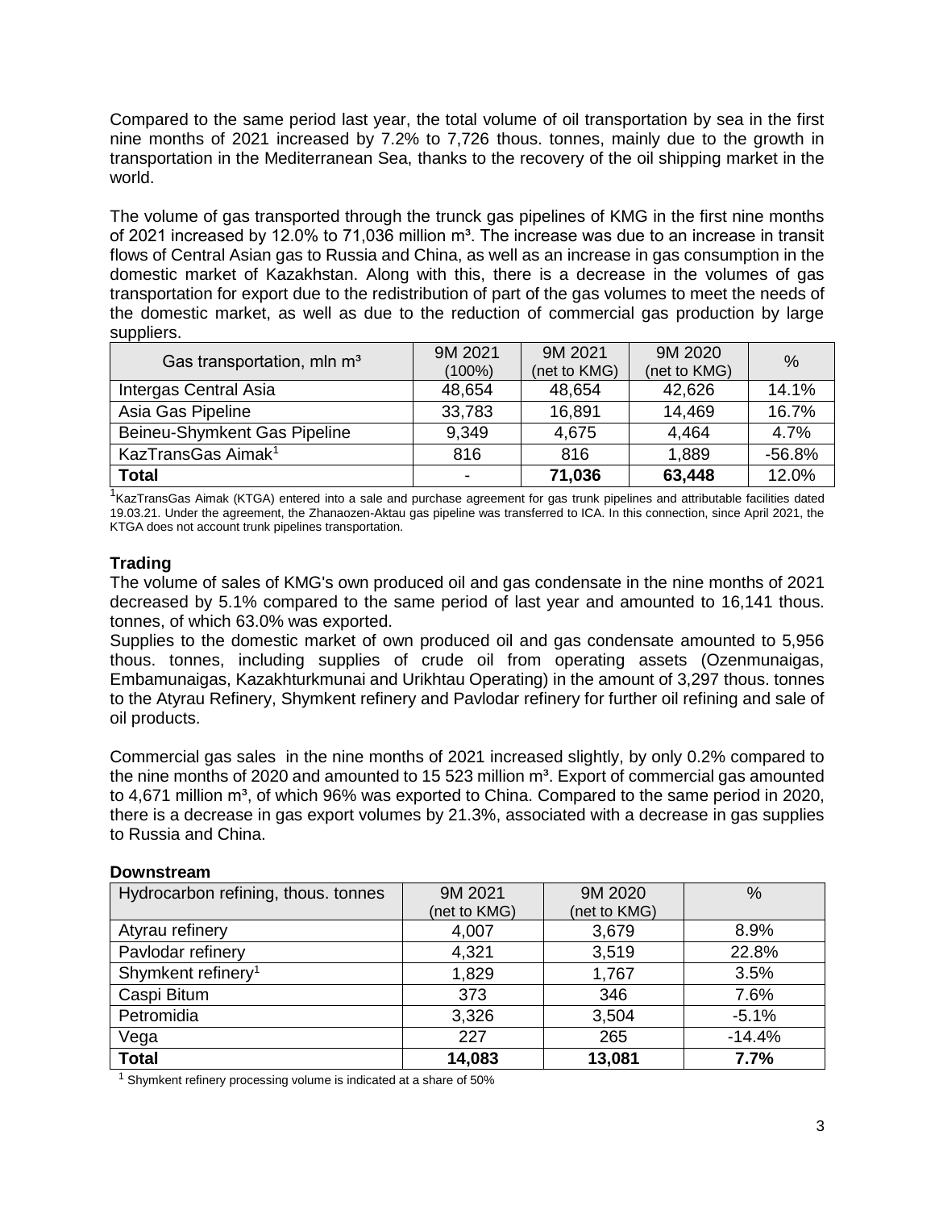Compared to the same period last year, the total volume of oil transportation by sea in the first nine months of 2021 increased by 7.2% to 7,726 thous. tonnes, mainly due to the growth in transportation in the Mediterranean Sea, thanks to the recovery of the oil shipping market in the world.

The volume of gas transported through the trunck gas pipelines of KMG in the first nine months of 2021 increased by 12.0% to 71,036 million m³. The increase was due to an increase in transit flows of Central Asian gas to Russia and China, as well as an increase in gas consumption in the domestic market of Kazakhstan. Along with this, there is a decrease in the volumes of gas transportation for export due to the redistribution of part of the gas volumes to meet the needs of the domestic market, as well as due to the reduction of commercial gas production by large suppliers.

| Gas transportation, mln m³ | 9M 2021 (100%) | 9M 2021 (net to KMG) | 9M 2020 (net to KMG) | % |
|---|---|---|---|---|
| Intergas Central Asia | 48,654 | 48,654 | 42,626 | 14.1% |
| Asia Gas Pipeline | 33,783 | 16,891 | 14,469 | 16.7% |
| Beineu-Shymkent Gas Pipeline | 9,349 | 4,675 | 4,464 | 4.7% |
| KazTransGas Aimak[1] | 816 | 816 | 1,889 | -56.8% |
| **Total** | - | **71,036** | **63,448** | 12.0% |

[1]KazTransGas Aimak (KTGA) entered into a sale and purchase agreement for gas trunk pipelines and attributable facilities dated 19.03.21. Under the agreement, the Zhanaozen-Aktau gas pipeline was transferred to ICA. In this connection, since April 2021, the KTGA does not account trunk pipelines transportation.

### Trading

The volume of sales of KMG's own produced oil and gas condensate in the nine months of 2021 decreased by 5.1% compared to the same period of last year and amounted to 16,141 thous. tonnes, of which 63.0% was exported.

Supplies to the domestic market of own produced oil and gas condensate amounted to 5,956 thous. tonnes, including supplies of crude oil from operating assets (Ozenmunaigas, Embamunaigas, Kazakhturkmunai and Urikhtau Operating) in the amount of 3,297 thous. tonnes to the Atyrau Refinery, Shymkent refinery and Pavlodar refinery for further oil refining and sale of oil products.

Commercial gas sales in the nine months of 2021 increased slightly, by only 0.2% compared to the nine months of 2020 and amounted to 15 523 million m³. Export of commercial gas amounted to 4,671 million m³, of which 96% was exported to China. Compared to the same period in 2020, there is a decrease in gas export volumes by 21.3%, associated with a decrease in gas supplies to Russia and China.

### Downstream

| Hydrocarbon refining, thous. tonnes | 9M 2021 (net to KMG) | 9M 2020 (net to KMG) | % |
|---|---|---|---|
| Atyrau refinery | 4,007 | 3,679 | 8.9% |
| Pavlodar refinery | 4,321 | 3,519 | 22.8% |
| Shymkent refinery[1] | 1,829 | 1,767 | 3.5% |
| Caspi Bitum | 373 | 346 | 7.6% |
| Petromidia | 3,326 | 3,504 | -5.1% |
| Vega | 227 | 265 | -14.4% |
| **Total** | **14,083** | **13,081** | **7.7%** |

[1] Shymkent refinery processing volume is indicated at a share of 50%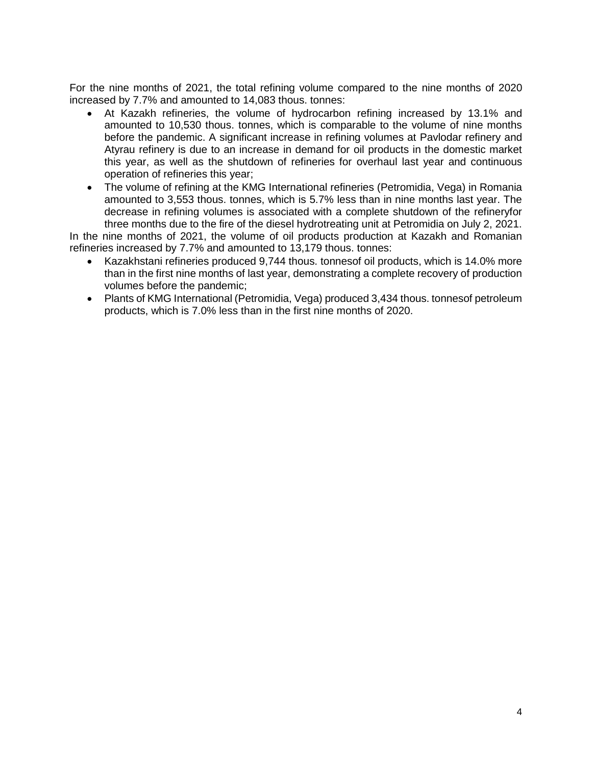For the nine months of 2021, the total refining volume compared to the nine months of 2020 increased by 7.7% and amounted to 14,083 thous. tonnes:

- At Kazakh refineries, the volume of hydrocarbon refining increased by 13.1% and amounted to 10,530 thous. tonnes, which is comparable to the volume of nine months before the pandemic. A significant increase in refining volumes at Pavlodar refinery and Atyrau refinery is due to an increase in demand for oil products in the domestic market this year, as well as the shutdown of refineries for overhaul last year and continuous operation of refineries this year;
- The volume of refining at the KMG International refineries (Petromidia, Vega) in Romania amounted to 3,553 thous. tonnes, which is 5.7% less than in nine months last year. The decrease in refining volumes is associated with a complete shutdown of the refineryfor three months due to the fire of the diesel hydrotreating unit at Petromidia on July 2, 2021.

In the nine months of 2021, the volume of oil products production at Kazakh and Romanian refineries increased by 7.7% and amounted to 13,179 thous. tonnes:

- Kazakhstani refineries produced 9,744 thous. tonnesof oil products, which is 14.0% more than in the first nine months of last year, demonstrating a complete recovery of production volumes before the pandemic;
- Plants of KMG International (Petromidia, Vega) produced 3,434 thous. tonnesof petroleum products, which is 7.0% less than in the first nine months of 2020.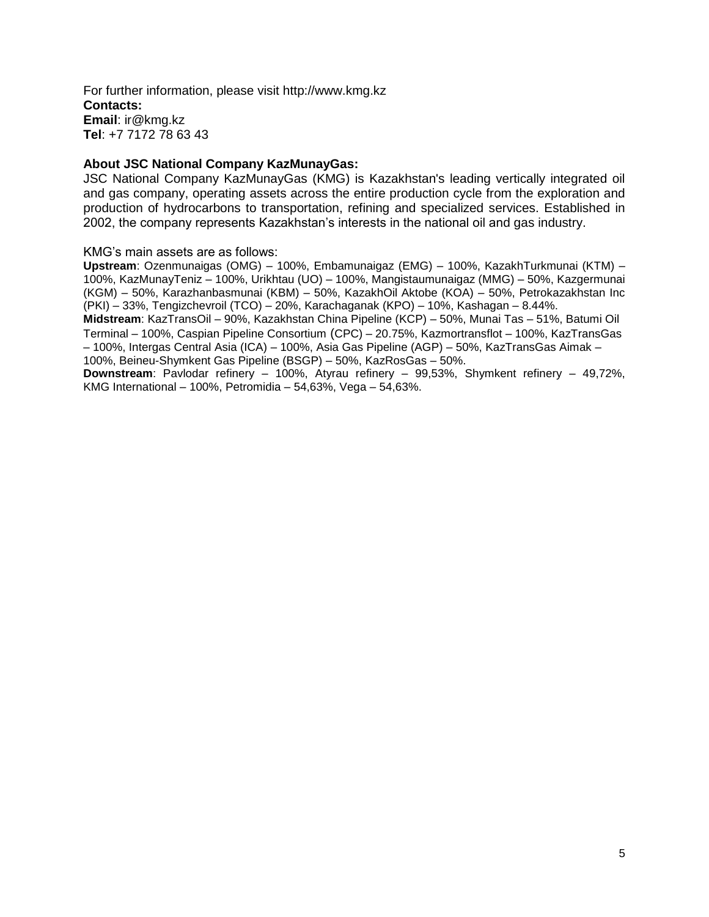For further information, please visit http://www.kmg.kz
**Contacts:**
**Email**: ir@kmg.kz
**Tel**: +7 7172 78 63 43

**About JSC National Company KazMunayGas:**

JSC National Company KazMunayGas (KMG) is Kazakhstan's leading vertically integrated oil and gas company, operating assets across the entire production cycle from the exploration and production of hydrocarbons to transportation, refining and specialized services. Established in 2002, the company represents Kazakhstan's interests in the national oil and gas industry.

KMG's main assets are as follows:

**Upstream**: Ozenmunaigas (OMG) – 100%, Embamunaigaz (EMG) – 100%, KazakhTurkmunai (KTM) – 100%, KazMunayTeniz – 100%, Urikhtau (UO) – 100%, Mangistaumunaigaz (MMG) – 50%, Kazgermunai (KGM) – 50%, Karazhanbasmunai (KBM) – 50%, KazakhOil Aktobe (KOA) – 50%, Petrokazakhstan Inc (PKI) – 33%, Tengizchevroil (TCO) – 20%, Karachaganak (KPO) – 10%, Kashagan – 8.44%.
**Midstream**: KazTransOil – 90%, Kazakhstan China Pipeline (KCP) – 50%, Munai Tas – 51%, Batumi Oil Terminal – 100%, Caspian Pipeline Consortium (CPC) – 20.75%, Kazmortransflot – 100%, KazTransGas – 100%, Intergas Central Asia (ICA) – 100%, Asia Gas Pipeline (AGP) – 50%, KazTransGas Aimak – 100%, Beineu-Shymkent Gas Pipeline (BSGP) – 50%, KazRosGas – 50%.
**Downstream**: Pavlodar refinery – 100%, Atyrau refinery – 99,53%, Shymkent refinery – 49,72%, KMG International – 100%, Petromidia – 54,63%, Vega – 54,63%.